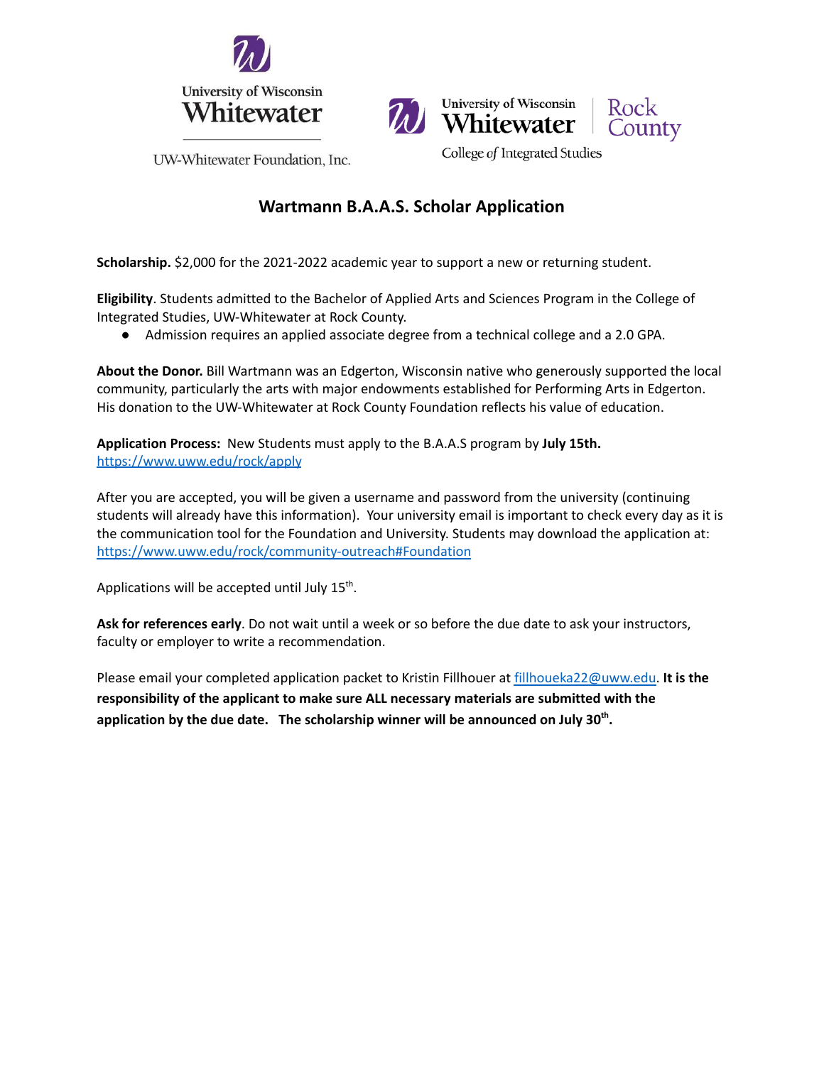University of Wisconsin Whitewater

UW-Whitewater Foundation, Inc.

University of Wisconsin Whitewater | Rock County

College of Integrated Studies

# Wartmann B.A.A.S. Scholar Application

**Scholarship.** $2,000 for the 2021-2022 academic year to support a new or returning student.

**Eligibility**. Students admitted to the Bachelor of Applied Arts and Sciences Program in the College of Integrated Studies, UW-Whitewater at Rock County.

- Admission requires an applied associate degree from a technical college and a 2.0 GPA.

**About the Donor.** Bill Wartmann was an Edgerton, Wisconsin native who generously supported the local community, particularly the arts with major endowments established for Performing Arts in Edgerton. His donation to the UW-Whitewater at Rock County Foundation reflects his value of education.

**Application Process:** New Students must apply to the B.A.A.S program by **July 15th.**
https://www.uww.edu/rock/apply

After you are accepted, you will be given a username and password from the university (continuing students will already have this information). Your university email is important to check every day as it is the communication tool for the Foundation and University. Students may download the application at: https://www.uww.edu/rock/community-outreach#Foundation

Applications will be accepted until July 15th.

**Ask for references early**. Do not wait until a week or so before the due date to ask your instructors, faculty or employer to write a recommendation.

Please email your completed application packet to Kristin Fillhouer at fillhoueka22@uww.edu. **It is the responsibility of the applicant to make sure ALL necessary materials are submitted with the application by the due date. The scholarship winner will be announced on July 30th.**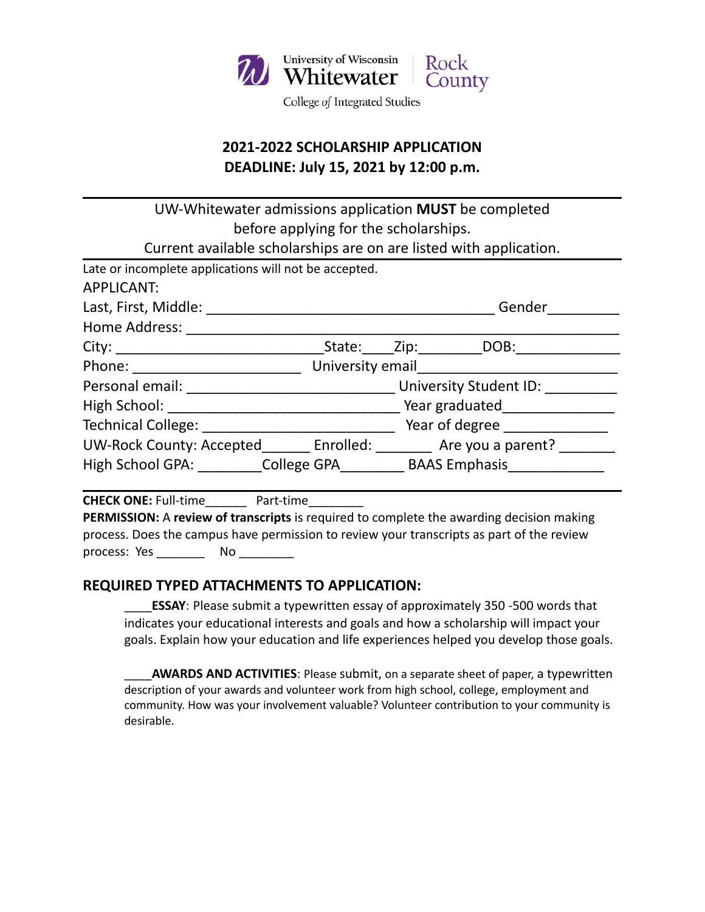University of Wisconsin Whitewater | Rock County

College of Integrated Studies

# 2021-2022 SCHOLARSHIP APPLICATION
# DEADLINE: July 15, 2021 by 12:00 p.m.

---

UW-Whitewater admissions application **MUST** be completed before applying for the scholarships.

Current available scholarships are on are listed with application.

---

Late or incomplete applications will not be accepted.

APPLICANT:

Last, First, Middle: ____________________________________ Gender_________

Home Address: _______________________________________________________

City: __________________________State:____Zip:________DOB:_____________

Phone: _____________________ University email_________________________

Personal email: __________________________ University Student ID: _________

High School: _____________________________ Year graduated_____________

Technical College: ________________________ Year of degree _____________

UW-Rock County: Accepted______ Enrolled: _______ Are you a parent? _______

High School GPA: ________College GPA________ BAAS Emphasis____________

---

**CHECK ONE:** Full-time______ Part-time________

**PERMISSION:** A **review of transcripts** is required to complete the awarding decision making process. Does the campus have permission to review your transcripts as part of the review process: Yes _______ No ________

## REQUIRED TYPED ATTACHMENTS TO APPLICATION:

____**ESSAY**: Please submit a typewritten essay of approximately 350 -500 words that indicates your educational interests and goals and how a scholarship will impact your goals. Explain how your education and life experiences helped you develop those goals.

____**AWARDS AND ACTIVITIES**: Please submit, on a separate sheet of paper, a typewritten description of your awards and volunteer work from high school, college, employment and community. How was your involvement valuable? Volunteer contribution to your community is desirable.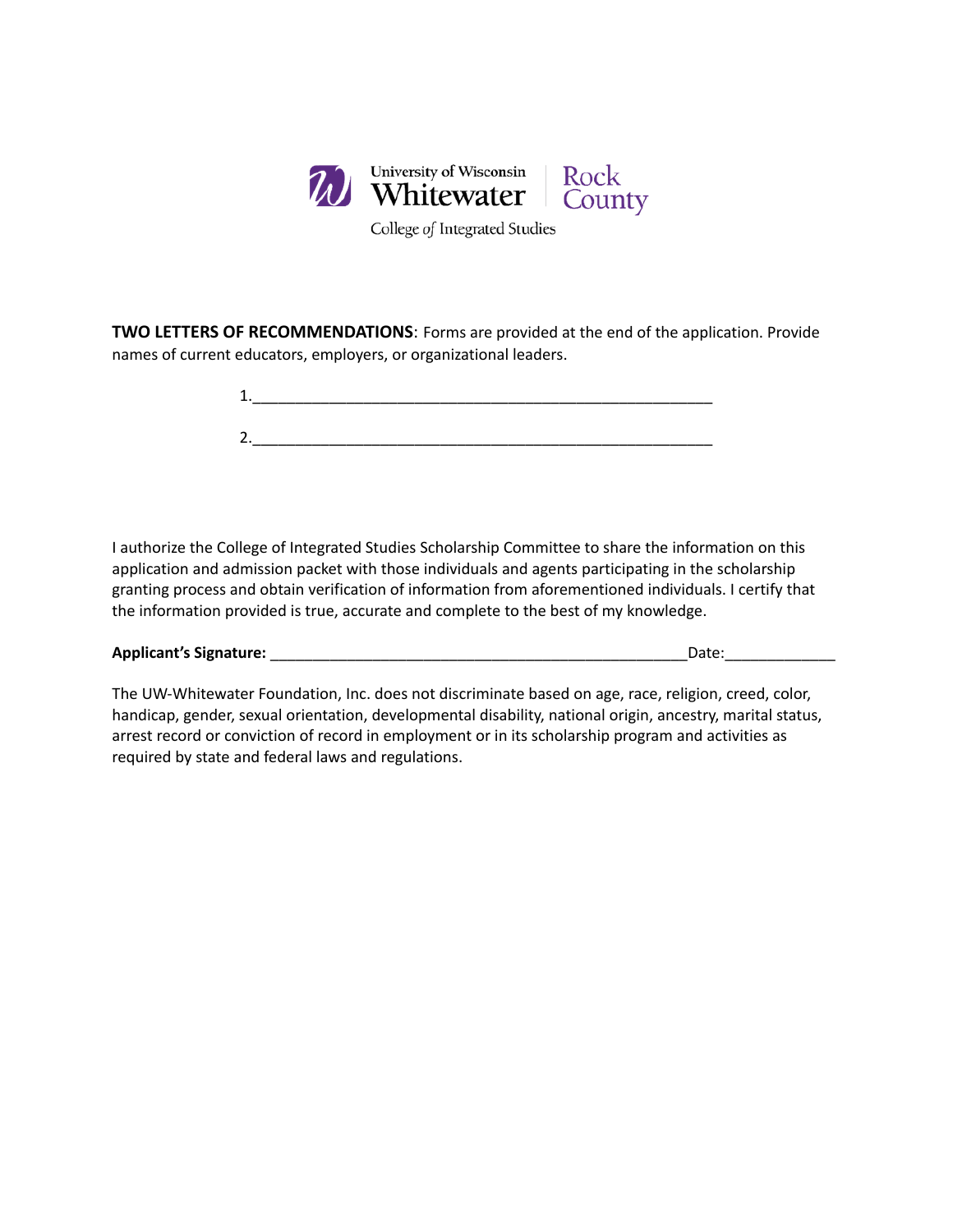University of Wisconsin Whitewater | Rock County

College of Integrated Studies

**TWO LETTERS OF RECOMMENDATIONS**: Forms are provided at the end of the application. Provide names of current educators, employers, or organizational leaders.

1.________________________________________________________

2.________________________________________________________

I authorize the College of Integrated Studies Scholarship Committee to share the information on this application and admission packet with those individuals and agents participating in the scholarship granting process and obtain verification of information from aforementioned individuals. I certify that the information provided is true, accurate and complete to the best of my knowledge.

**Applicant's Signature:** ___________________________________________________Date:_____________

The UW-Whitewater Foundation, Inc. does not discriminate based on age, race, religion, creed, color, handicap, gender, sexual orientation, developmental disability, national origin, ancestry, marital status, arrest record or conviction of record in employment or in its scholarship program and activities as required by state and federal laws and regulations.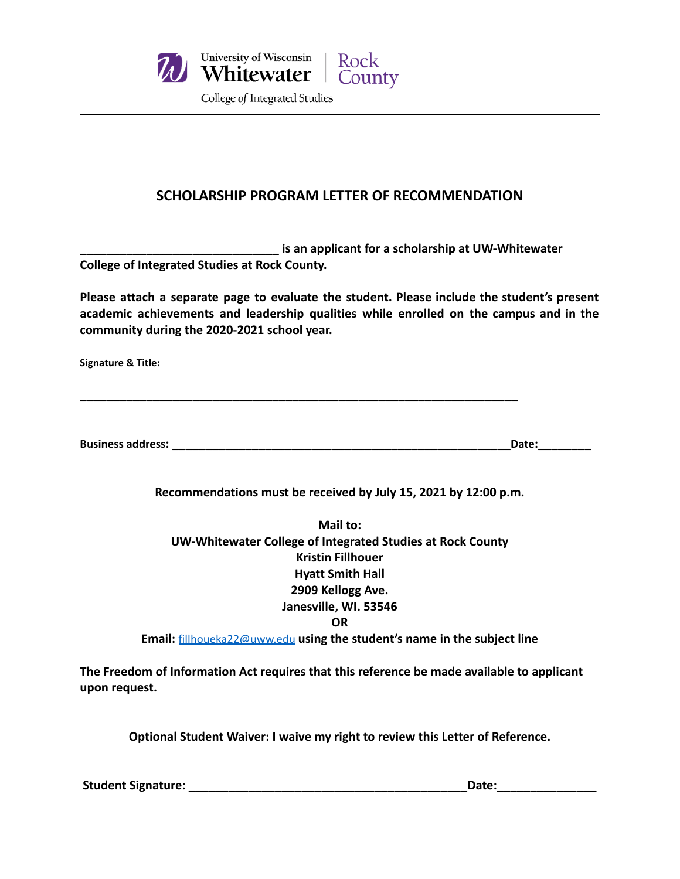University of Wisconsin Whitewater | Rock County

College of Integrated Studies

---

## SCHOLARSHIP PROGRAM LETTER OF RECOMMENDATION

**______________________________ is an applicant for a scholarship at UW-Whitewater College of Integrated Studies at Rock County.**

**Please attach a separate page to evaluate the student. Please include the student's present academic achievements and leadership qualities while enrolled on the campus and in the community during the 2020-2021 school year.**

**Signature & Title:**

**____________________________________________________________________**

**Business address: ________________________________________________________Date:________**

**Recommendations must be received by July 15, 2021 by 12:00 p.m.**

**Mail to:**
**UW-Whitewater College of Integrated Studies at Rock County**
**Kristin Fillhouer**
**Hyatt Smith Hall**
**2909 Kellogg Ave.**
**Janesville, WI. 53546**
**OR**
**Email:** fillhoueka22@uww.edu **using the student's name in the subject line**

**The Freedom of Information Act requires that this reference be made available to applicant upon request.**

**Optional Student Waiver: I waive my right to review this Letter of Reference.**

**Student Signature: __________________________________________Date:______________**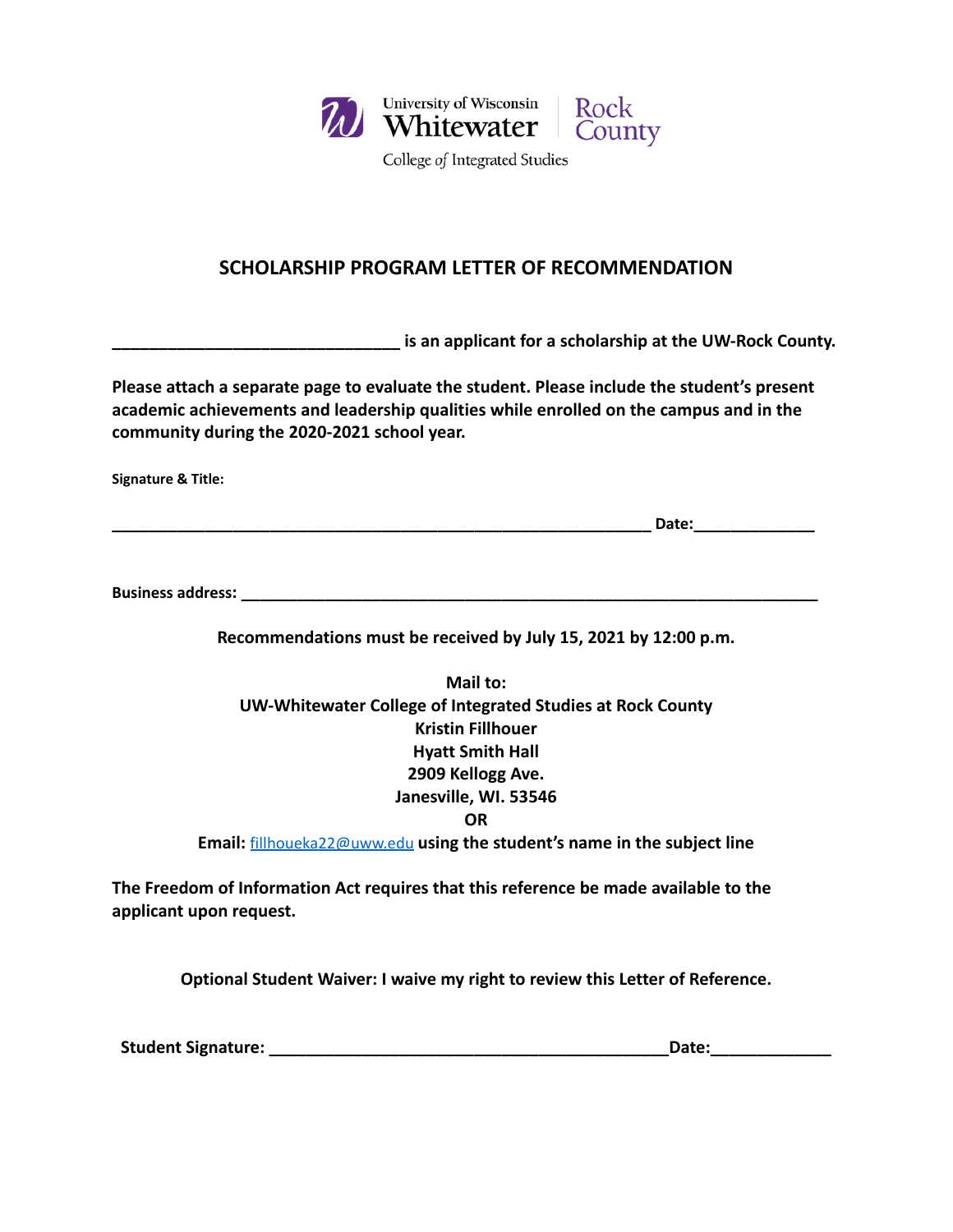University of Wisconsin Whitewater | Rock County

College of Integrated Studies

## SCHOLARSHIP PROGRAM LETTER OF RECOMMENDATION

**______________________________ is an applicant for a scholarship at the UW-Rock County.**

**Please attach a separate page to evaluate the student. Please include the student's present academic achievements and leadership qualities while enrolled on the campus and in the community during the 2020-2021 school year.**

**Signature & Title:**

**____________________________________________________________ Date:_____________**

**Business address: ________________________________________________________________**

**Recommendations must be received by July 15, 2021 by 12:00 p.m.**

**Mail to:**
**UW-Whitewater College of Integrated Studies at Rock County**
**Kristin Fillhouer**
**Hyatt Smith Hall**
**2909 Kellogg Ave.**
**Janesville, WI. 53546**
**OR**
**Email:** fillhoueka22@uww.edu **using the student's name in the subject line**

**The Freedom of Information Act requires that this reference be made available to the applicant upon request.**

**Optional Student Waiver: I waive my right to review this Letter of Reference.**

**Student Signature: _____________________________________________Date:_____________**